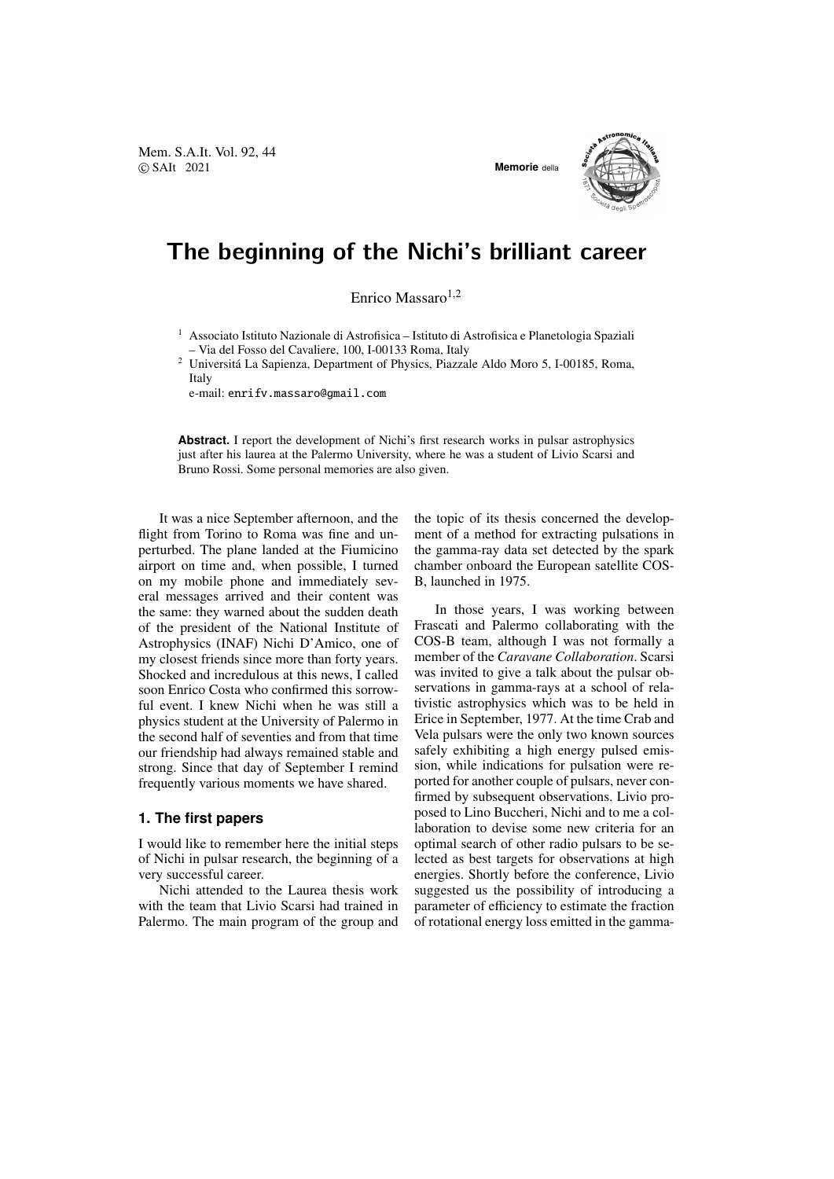# The beginning of the Nichi's brilliant career

Enrico Massaro[1,2]

[1] Associato Istituto Nazionale di Astrofisica – Istituto di Astrofisica e Planetologia Spaziali – Via del Fosso del Cavaliere, 100, I-00133 Roma, Italy

[2] Universitá La Sapienza, Department of Physics, Piazzale Aldo Moro 5, I-00185, Roma, Italy

e-mail: enrifv.massaro@gmail.com

**Abstract.** I report the development of Nichi's first research works in pulsar astrophysics just after his laurea at the Palermo University, where he was a student of Livio Scarsi and Bruno Rossi. Some personal memories are also given.

It was a nice September afternoon, and the flight from Torino to Roma was fine and unperturbed. The plane landed at the Fiumicino airport on time and, when possible, I turned on my mobile phone and immediately several messages arrived and their content was the same: they warned about the sudden death of the president of the National Institute of Astrophysics (INAF) Nichi D'Amico, one of my closest friends since more than forty years. Shocked and incredulous at this news, I called soon Enrico Costa who confirmed this sorrowful event. I knew Nichi when he was still a physics student at the University of Palermo in the second half of seventies and from that time our friendship had always remained stable and strong. Since that day of September I remind frequently various moments we have shared.

## 1. The first papers

I would like to remember here the initial steps of Nichi in pulsar research, the beginning of a very successful career.

Nichi attended to the Laurea thesis work with the team that Livio Scarsi had trained in Palermo. The main program of the group and the topic of its thesis concerned the development of a method for extracting pulsations in the gamma-ray data set detected by the spark chamber onboard the European satellite COS-B, launched in 1975.

In those years, I was working between Frascati and Palermo collaborating with the COS-B team, although I was not formally a member of the *Caravane Collaboration*. Scarsi was invited to give a talk about the pulsar observations in gamma-rays at a school of relativistic astrophysics which was to be held in Erice in September, 1977. At the time Crab and Vela pulsars were the only two known sources safely exhibiting a high energy pulsed emission, while indications for pulsation were reported for another couple of pulsars, never confirmed by subsequent observations. Livio proposed to Lino Buccheri, Nichi and to me a collaboration to devise some new criteria for an optimal search of other radio pulsars to be selected as best targets for observations at high energies. Shortly before the conference, Livio suggested us the possibility of introducing a parameter of efficiency to estimate the fraction of rotational energy loss emitted in the gamma-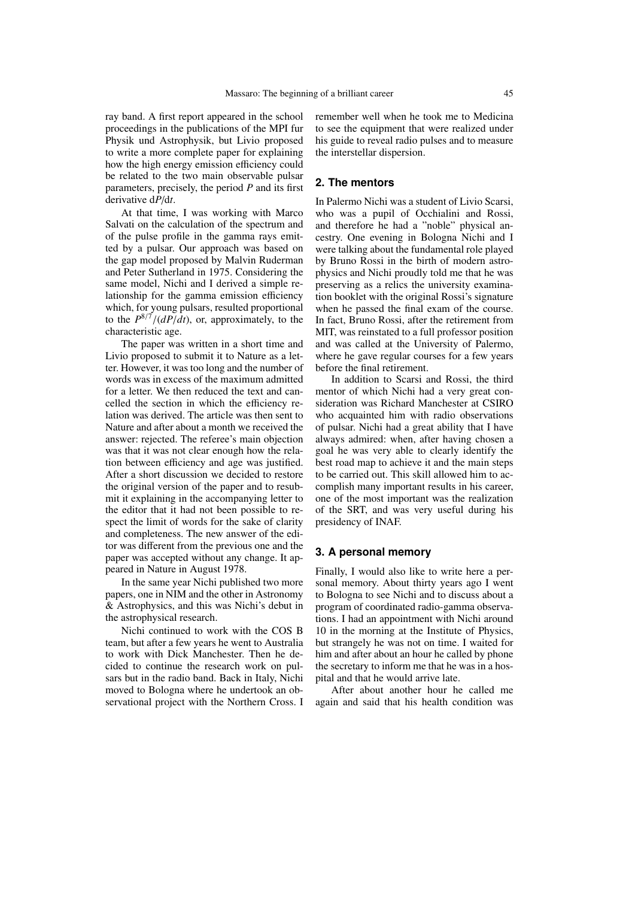ray band. A first report appeared in the school proceedings in the publications of the MPI fur Physik und Astrophysik, but Livio proposed to write a more complete paper for explaining how the high energy emission efficiency could be related to the two main observable pulsar parameters, precisely, the period $P$ and its first derivative $dP/dt$.

At that time, I was working with Marco Salvati on the calculation of the spectrum and of the pulse profile in the gamma rays emitted by a pulsar. Our approach was based on the gap model proposed by Malvin Ruderman and Peter Sutherland in 1975. Considering the same model, Nichi and I derived a simple relationship for the gamma emission efficiency which, for young pulsars, resulted proportional to the $P^{8/7}/(dP/dt)$, or, approximately, to the characteristic age.

The paper was written in a short time and Livio proposed to submit it to Nature as a letter. However, it was too long and the number of words was in excess of the maximum admitted for a letter. We then reduced the text and cancelled the section in which the efficiency relation was derived. The article was then sent to Nature and after about a month we received the answer: rejected. The referee's main objection was that it was not clear enough how the relation between efficiency and age was justified. After a short discussion we decided to restore the original version of the paper and to resubmit it explaining in the accompanying letter to the editor that it had not been possible to respect the limit of words for the sake of clarity and completeness. The new answer of the editor was different from the previous one and the paper was accepted without any change. It appeared in Nature in August 1978.

In the same year Nichi published two more papers, one in NIM and the other in Astronomy & Astrophysics, and this was Nichi's debut in the astrophysical research.

Nichi continued to work with the COS B team, but after a few years he went to Australia to work with Dick Manchester. Then he decided to continue the research work on pulsars but in the radio band. Back in Italy, Nichi moved to Bologna where he undertook an observational project with the Northern Cross. I remember well when he took me to Medicina to see the equipment that were realized under his guide to reveal radio pulses and to measure the interstellar dispersion.

## 2. The mentors

In Palermo Nichi was a student of Livio Scarsi, who was a pupil of Occhialini and Rossi, and therefore he had a "noble" physical ancestry. One evening in Bologna Nichi and I were talking about the fundamental role played by Bruno Rossi in the birth of modern astrophysics and Nichi proudly told me that he was preserving as a relics the university examination booklet with the original Rossi's signature when he passed the final exam of the course. In fact, Bruno Rossi, after the retirement from MIT, was reinstated to a full professor position and was called at the University of Palermo, where he gave regular courses for a few years before the final retirement.

In addition to Scarsi and Rossi, the third mentor of which Nichi had a very great consideration was Richard Manchester at CSIRO who acquainted him with radio observations of pulsar. Nichi had a great ability that I have always admired: when, after having chosen a goal he was very able to clearly identify the best road map to achieve it and the main steps to be carried out. This skill allowed him to accomplish many important results in his career, one of the most important was the realization of the SRT, and was very useful during his presidency of INAF.

## 3. A personal memory

Finally, I would also like to write here a personal memory. About thirty years ago I went to Bologna to see Nichi and to discuss about a program of coordinated radio-gamma observations. I had an appointment with Nichi around 10 in the morning at the Institute of Physics, but strangely he was not on time. I waited for him and after about an hour he called by phone the secretary to inform me that he was in a hospital and that he would arrive late.

After about another hour he called me again and said that his health condition was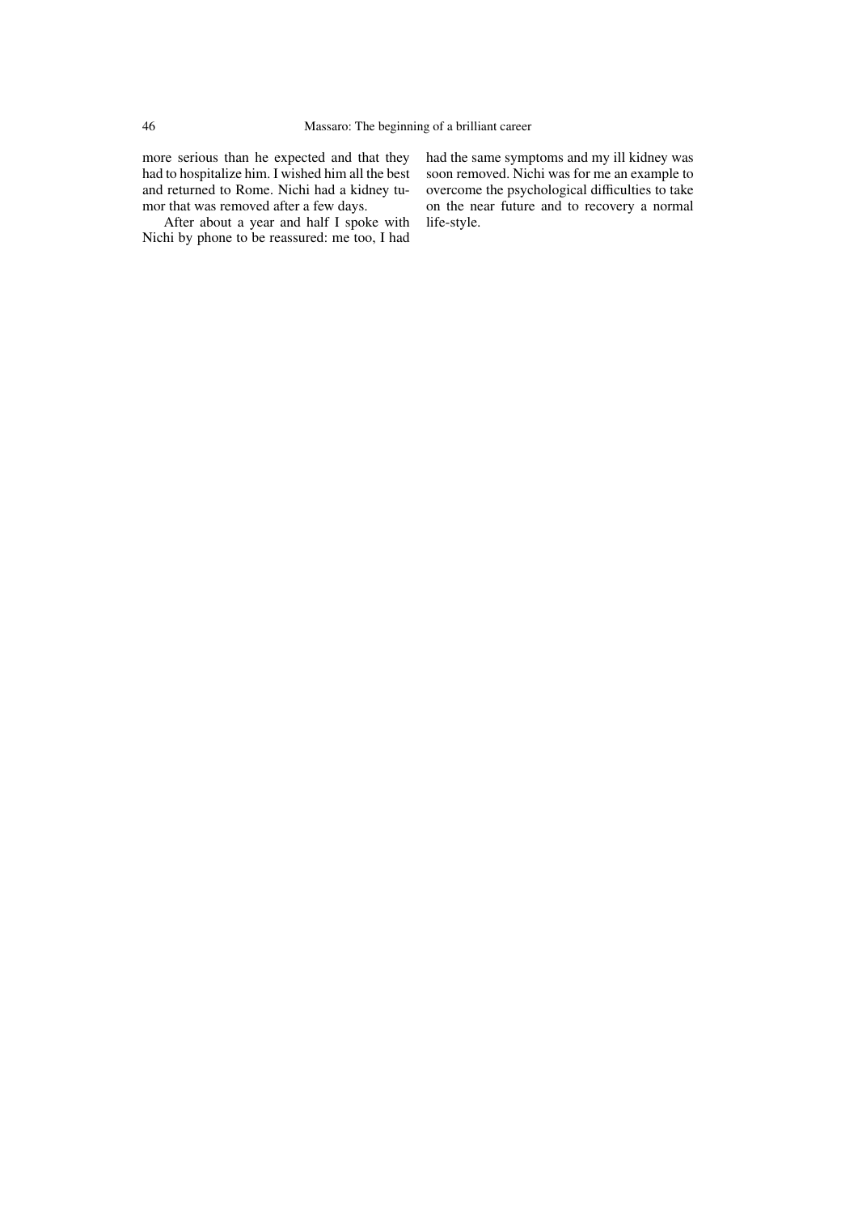more serious than he expected and that they had to hospitalize him. I wished him all the best and returned to Rome. Nichi had a kidney tumor that was removed after a few days.

After about a year and half I spoke with Nichi by phone to be reassured: me too, I had had the same symptoms and my ill kidney was soon removed. Nichi was for me an example to overcome the psychological difficulties to take on the near future and to recovery a normal life-style.